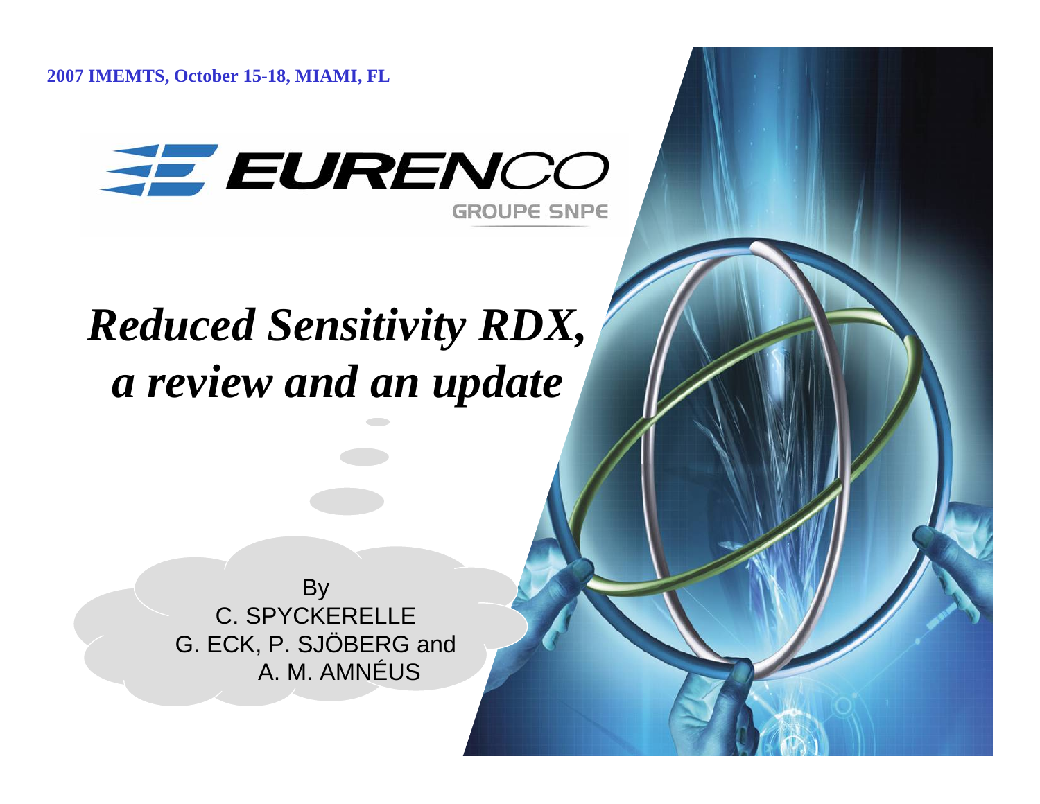2007 IMEMTS, October 15-18, MIAMI, FL

EURENCO
GROUPE SNPE

# *Reduced Sensitivity RDX, a review and an update*

By
C. SPYCKERELLE
G. ECK, P. SJÖBERG and
A. M. AMNÉUS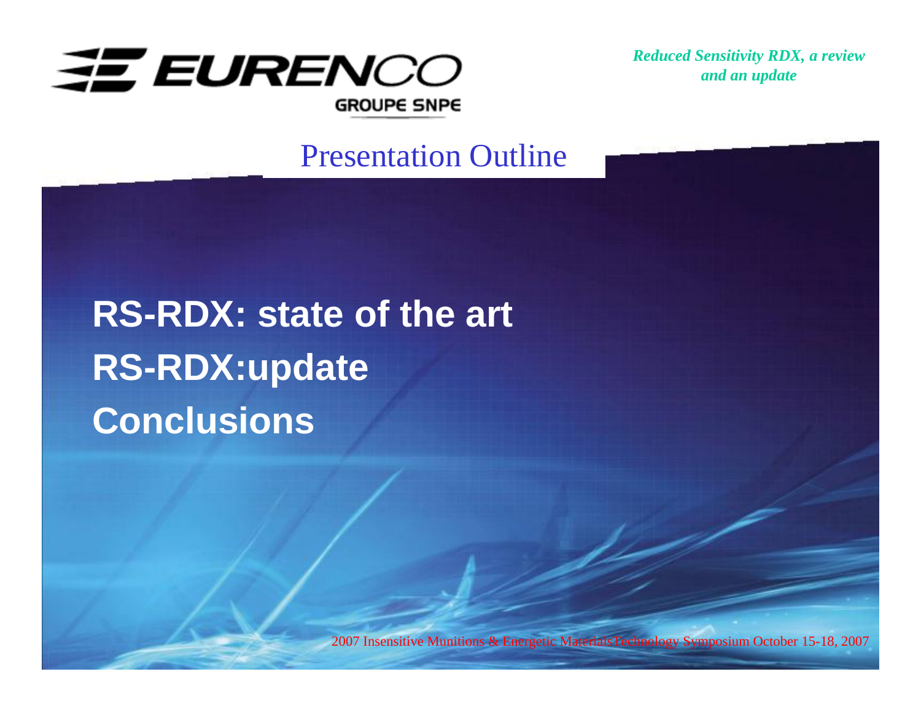# Presentation Outline

- **RS-RDX: state of the art**
- **RS-RDX:update**
- **Conclusions**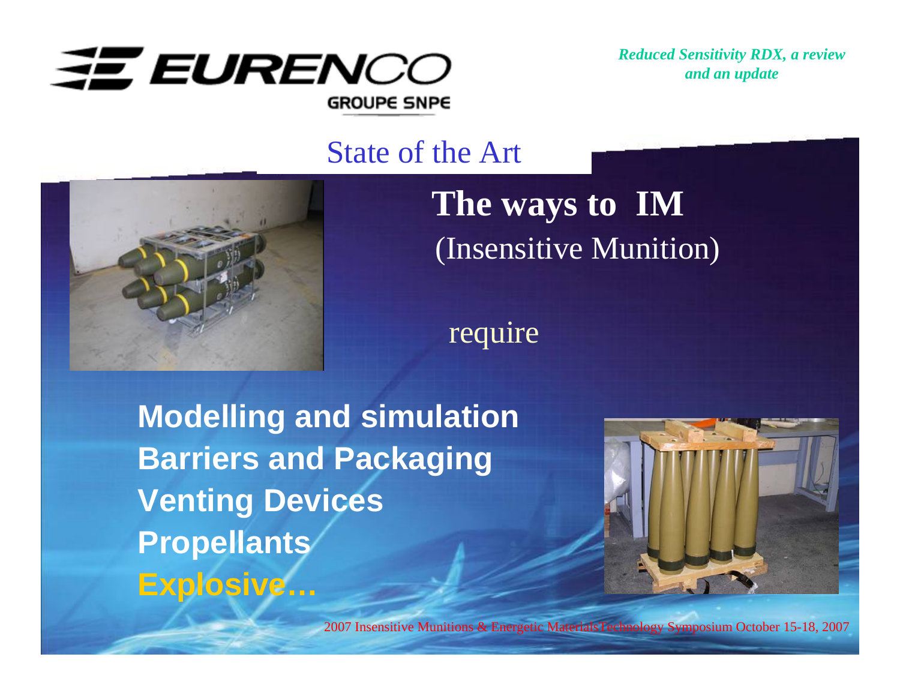## State of the Art

**The ways to IM**
(Insensitive Munition)

require

**Modelling and simulation**
**Barriers and Packaging**
**Venting Devices**
**Propellants**
**Explosive…**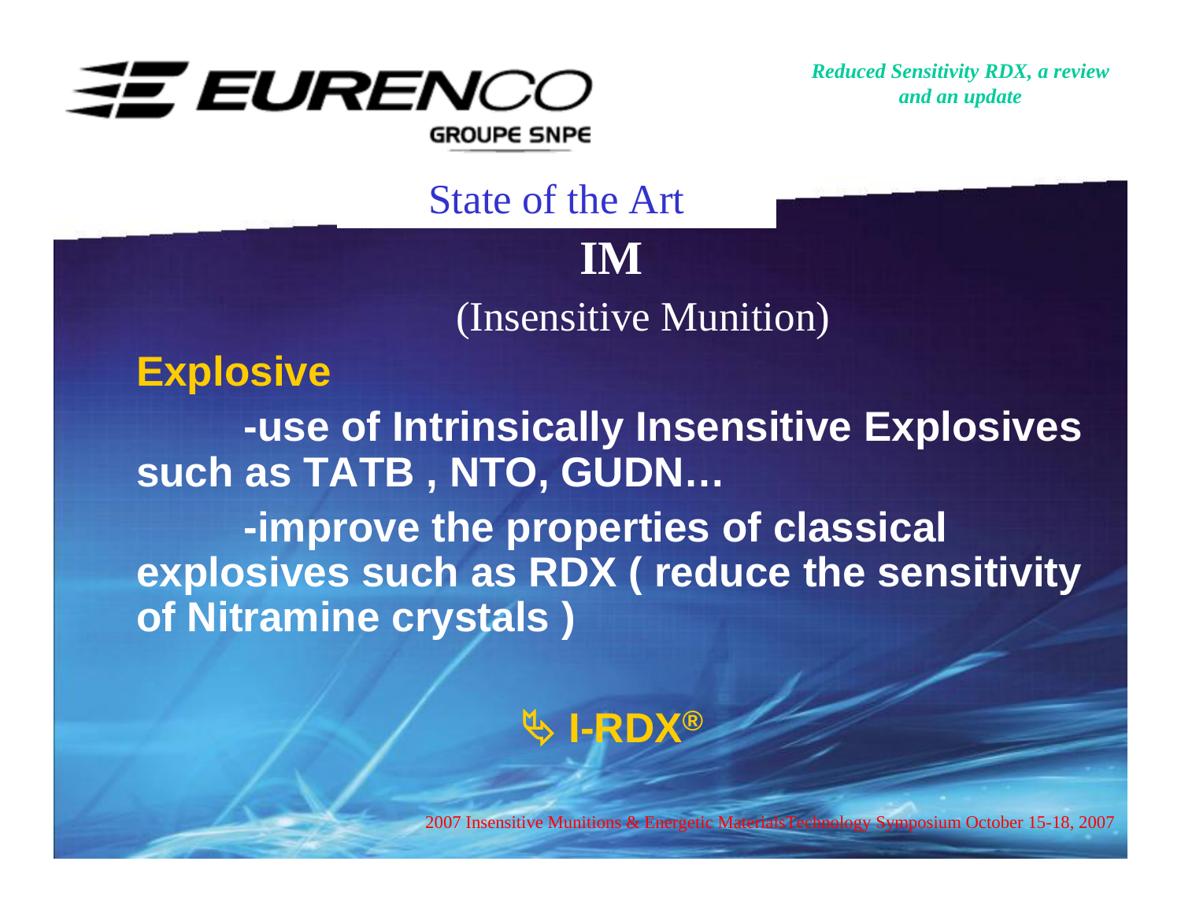## State of the Art

### IM

(Insensitive Munition)

**Explosive**

**-use of Intrinsically Insensitive Explosives such as TATB , NTO, GUDN…**

**-improve the properties of classical explosives such as RDX ( reduce the sensitivity of Nitramine crystals )**

**➥ I-RDX®**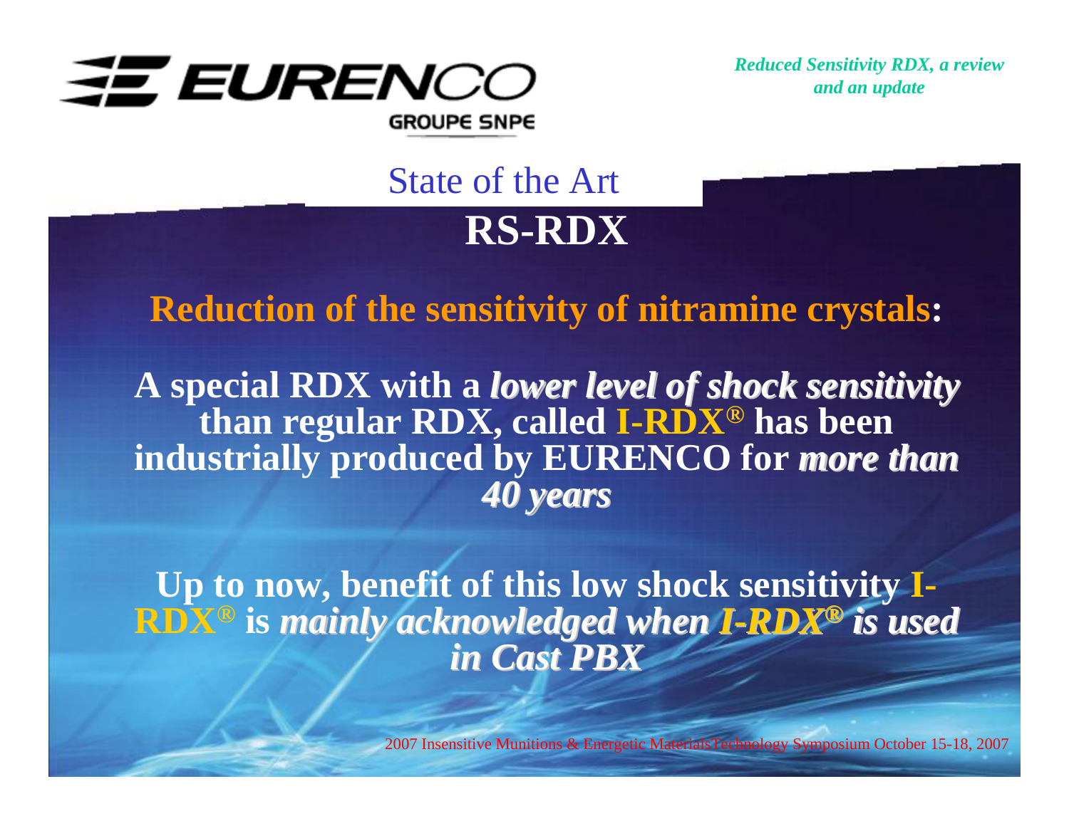## State of the Art

# RS-RDX

**Reduction of the sensitivity of nitramine crystals:**

**A special RDX with a *lower level of shock sensitivity* than regular RDX, called I-RDX® has been industrially produced by EURENCO for *more than 40 years***

**Up to now, benefit of this low shock sensitivity I-RDX® is *mainly acknowledged when I-RDX® is used in Cast PBX***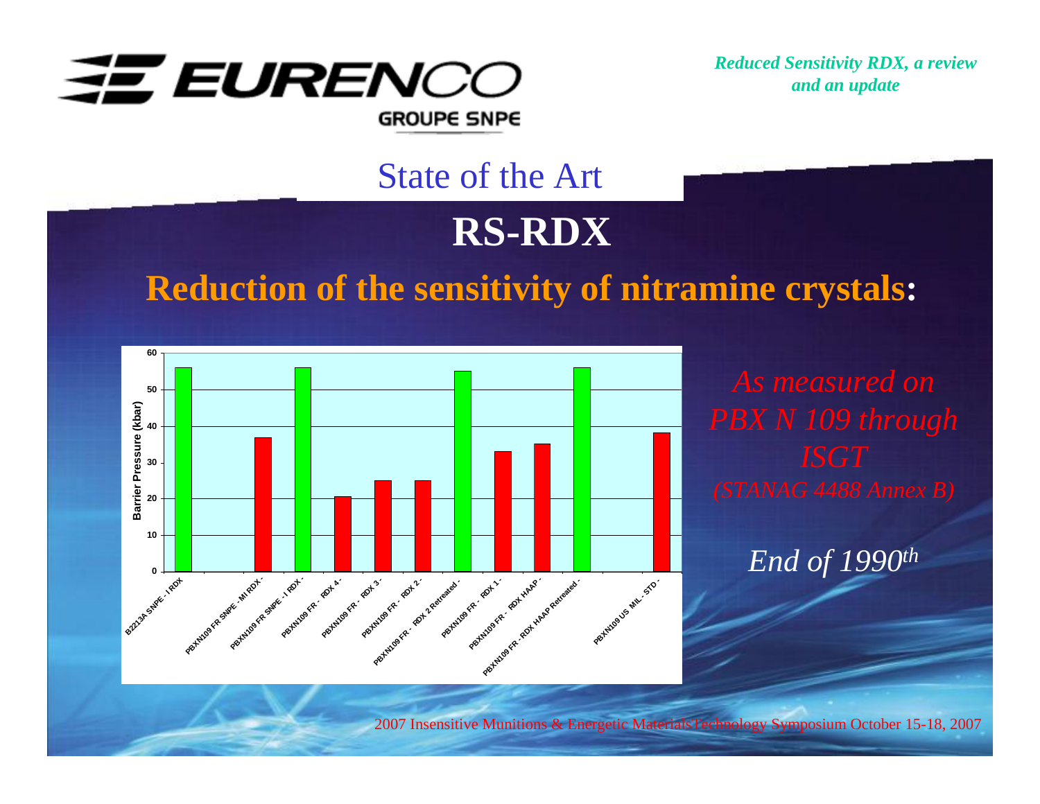## State of the Art

# RS-RDX

## Reduction of the sensitivity of nitramine crystals:

| Sample | Barrier Pressure (kbar) |
|---|---|
| B2213A SNPE - I RDX | 56 |
| PBXN109 FR SNPE - MI RDX - | 37 |
| PBXN109 FR SNPE - I RDX - | 56 |
| PBXN109 FR - RDX 4 - | 20.5 |
| PBXN109 FR - RDX 3 - | 25 |
| PBXN109 FR - RDX 2 - | 25 |
| PBXN109 FR - RDX 2 Retreated - | 55 |
| PBXN109 FR - RDX 1 - | 33 |
| PBXN109 FR - RDX HAAP - | 35 |
| PBXN109 FR - RDX HAAP Retreated - | 56 |
| PBXN109 US MIL - STD - | 38 |

*As measured on PBX N 109 through ISGT*

*(STANAG 4488 Annex B)*

*End of 1990th*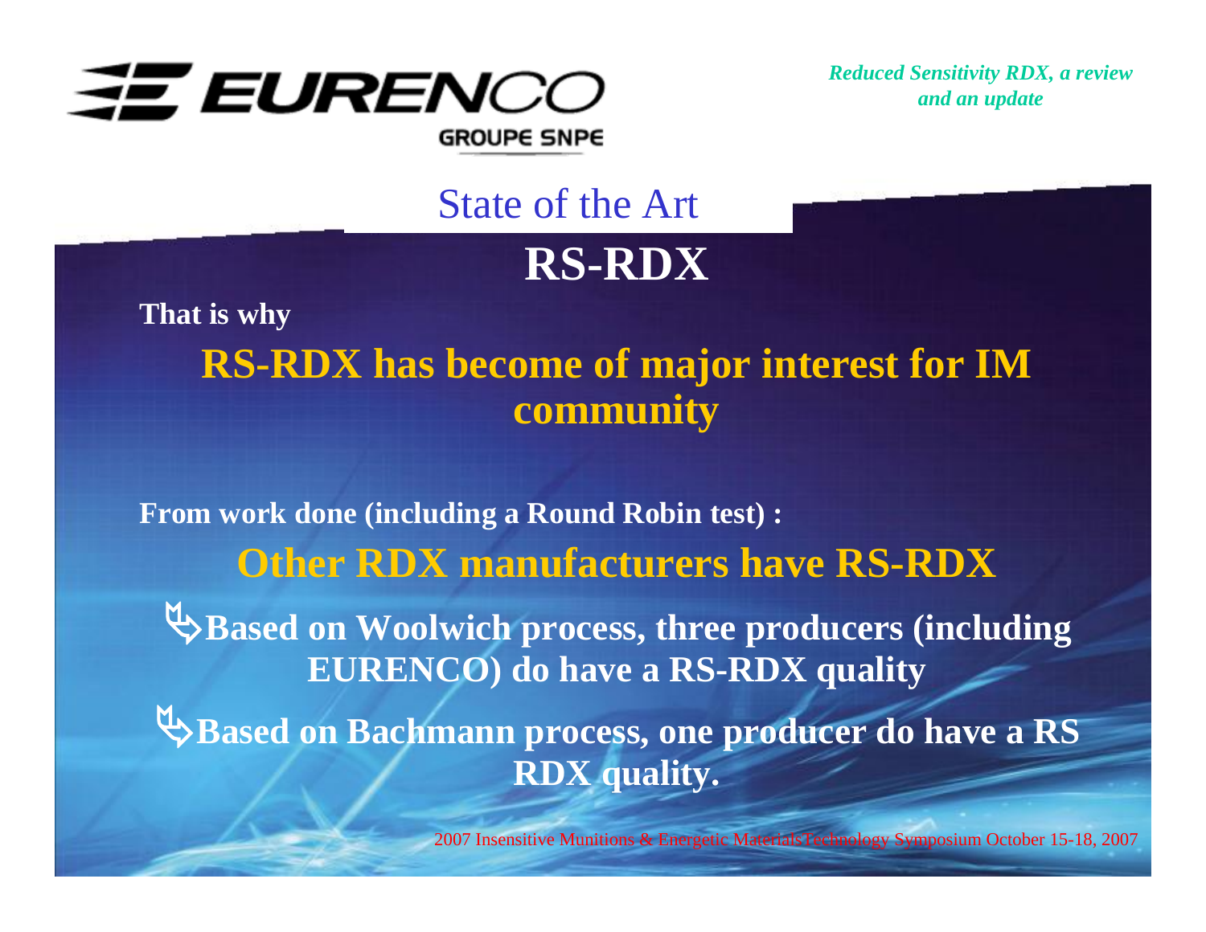## State of the Art

# RS-RDX

**That is why**

**RS-RDX has become of major interest for IM community**

**From work done (including a Round Robin test) :**

**Other RDX manufacturers have RS-RDX**

- **Based on Woolwich process, three producers (including EURENCO) do have a RS-RDX quality**
- **Based on Bachmann process, one producer do have a RS RDX quality.**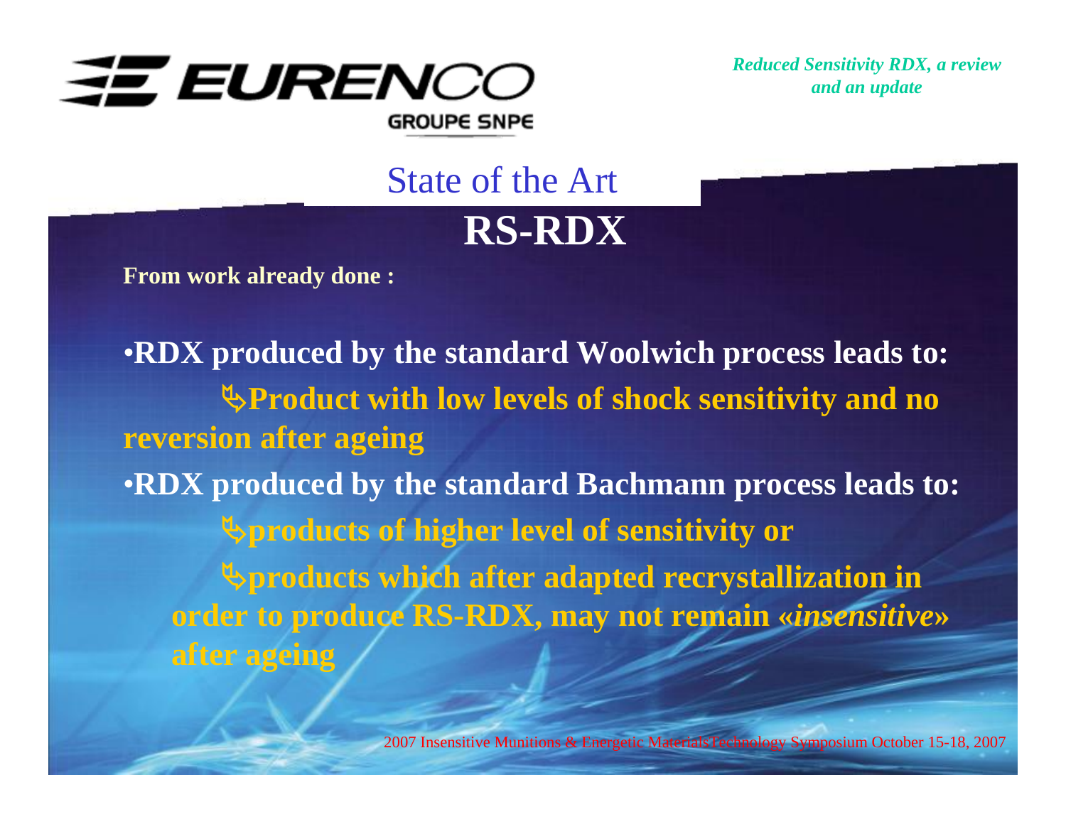# State of the Art

## RS-RDX

**From work already done :**

- **RDX produced by the standard Woolwich process leads to:**
  - **Product with low levels of shock sensitivity and no reversion after ageing**
- **RDX produced by the standard Bachmann process leads to:**
  - **products of higher level of sensitivity or**
  - **products which after adapted recrystallization in order to produce RS-RDX, may not remain «*insensitive*» after ageing**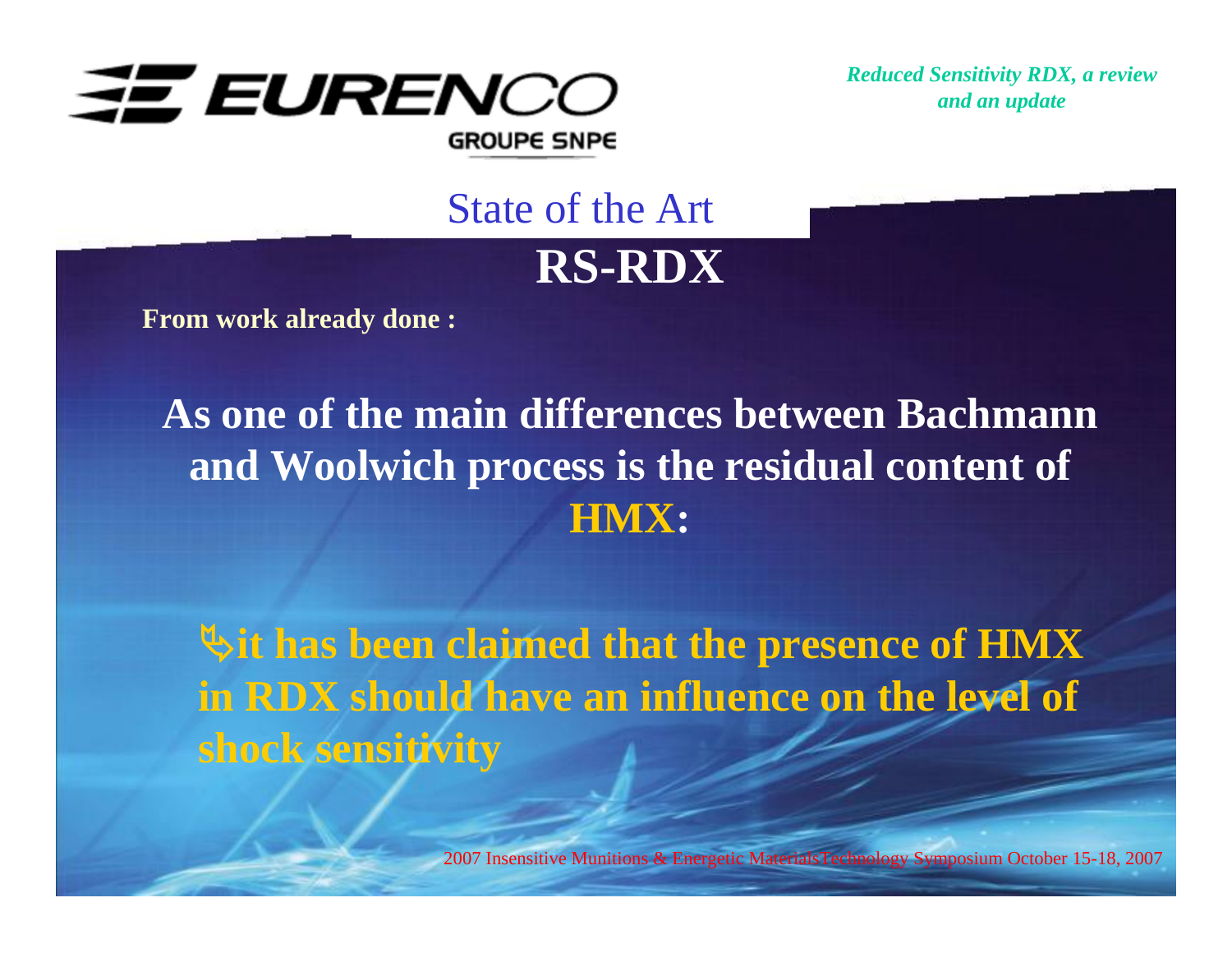## State of the Art

# RS-RDX

**From work already done :**

**As one of the main differences between Bachmann and Woolwich process is the residual content of HMX:**

**↳ it has been claimed that the presence of HMX in RDX should have an influence on the level of shock sensitivity**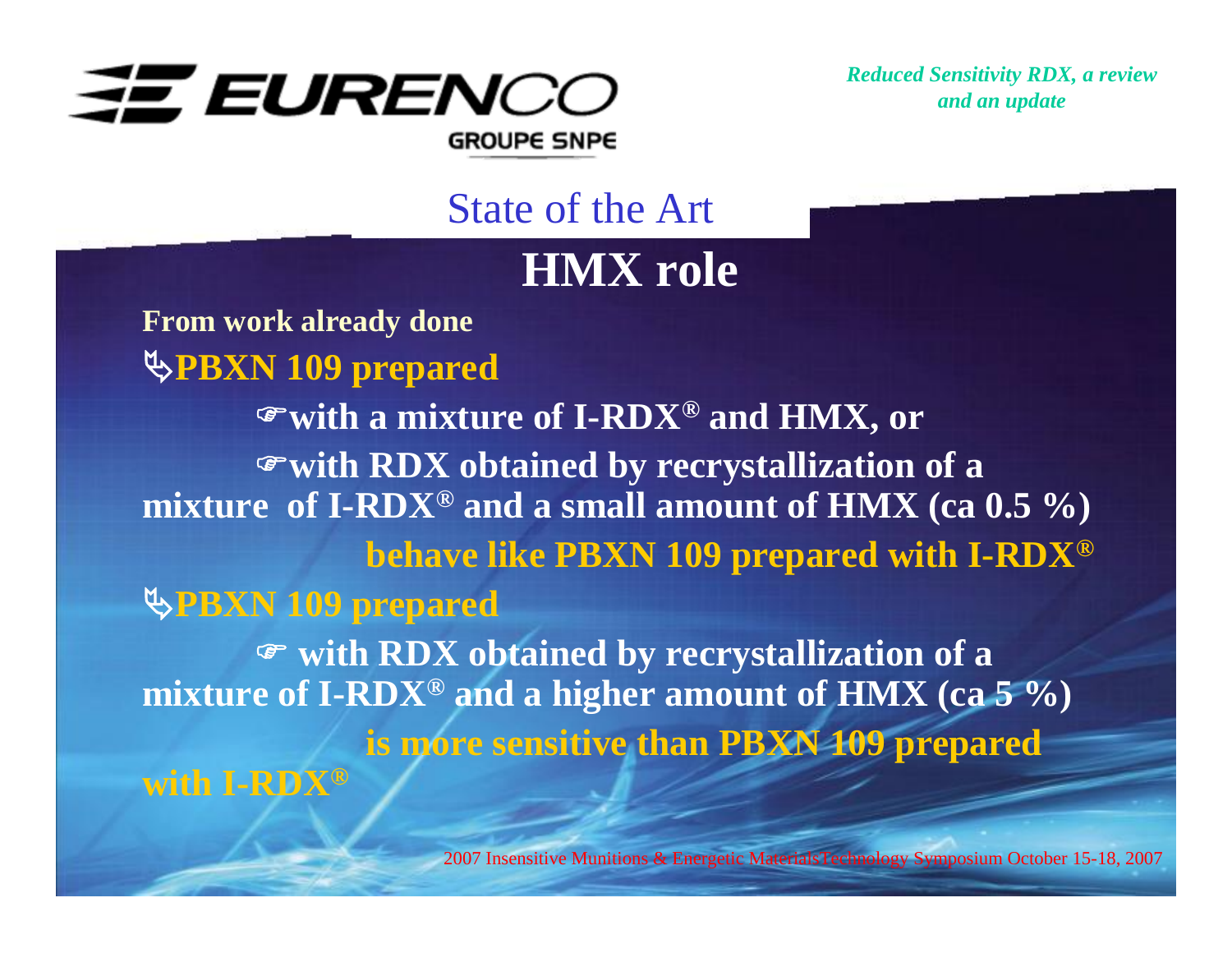## State of the Art

# HMX role

**From work already done**

- **PBXN 109 prepared**
  - **with a mixture of I-RDX® and HMX, or**
  - **with RDX obtained by recrystallization of a mixture of I-RDX® and a small amount of HMX (ca 0.5 %)**

  **behave like PBXN 109 prepared with I-RDX®**

- **PBXN 109 prepared**
  - **with RDX obtained by recrystallization of a mixture of I-RDX® and a higher amount of HMX (ca 5 %)**

  **is more sensitive than PBXN 109 prepared with I-RDX®**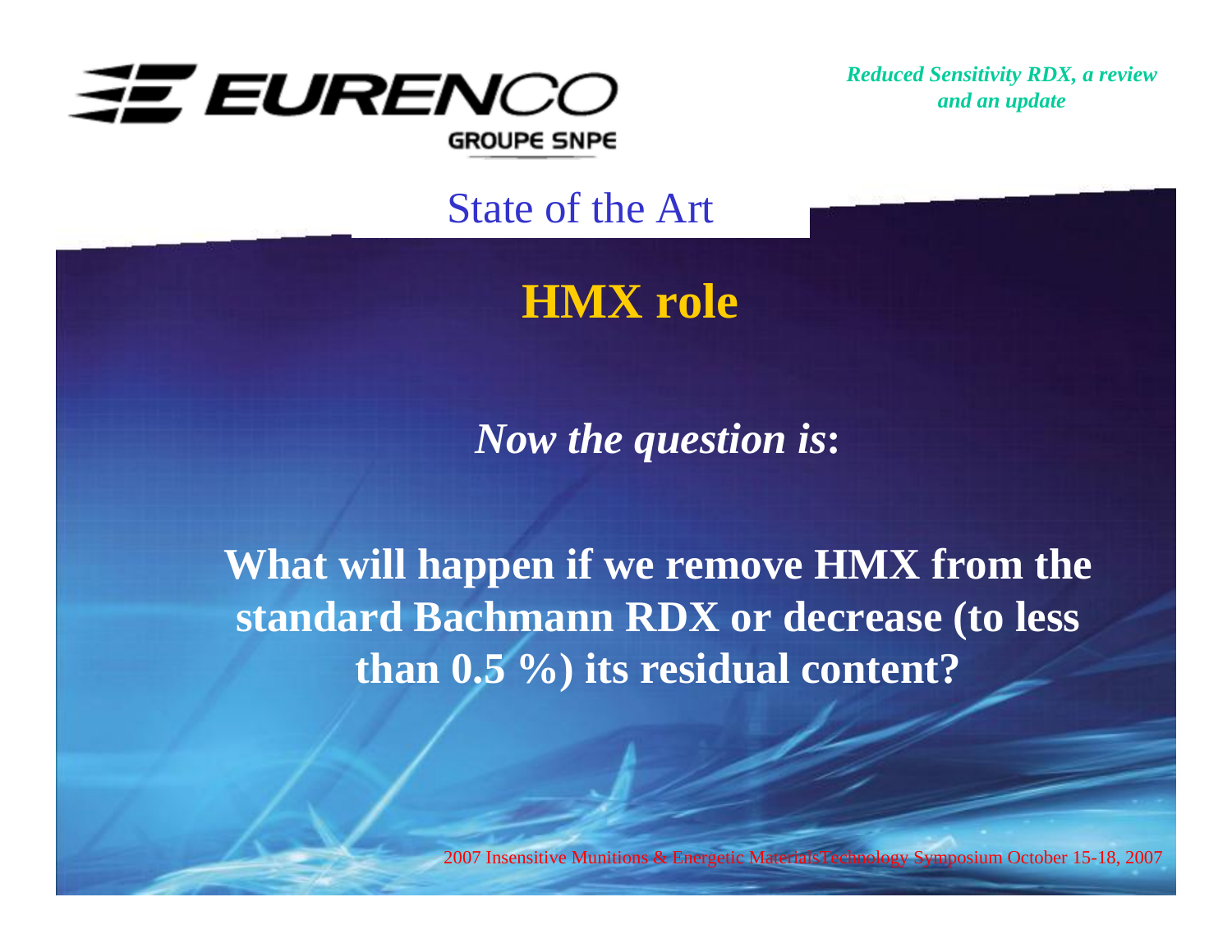## State of the Art

### HMX role

*Now the question is***:**

**What will happen if we remove HMX from the standard Bachmann RDX or decrease (to less than 0.5 %) its residual content?**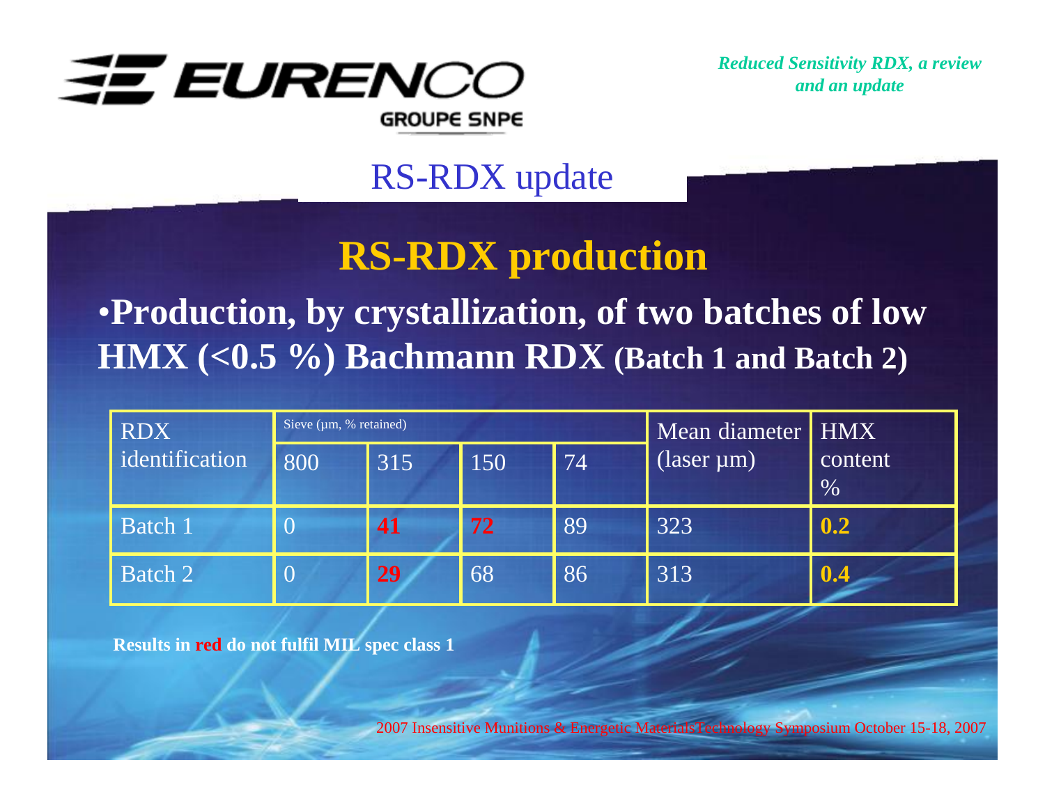## RS-RDX update

# RS-RDX production

- **Production, by crystallization, of two batches of low HMX (<0.5 %) Bachmann RDX (Batch 1 and Batch 2)**

| RDX identification | Sieve (µm, % retained) | | | | Mean diameter (laser µm) | HMX content % |
|---|---|---|---|---|---|---|
| | 800 | 315 | 150 | 74 | | |
| Batch 1 | 0 | **41** | **72** | 89 | 323 | **0.2** |
| Batch 2 | 0 | **29** | 68 | 86 | 313 | **0.4** |

**Results in red do not fulfil MIL spec class 1**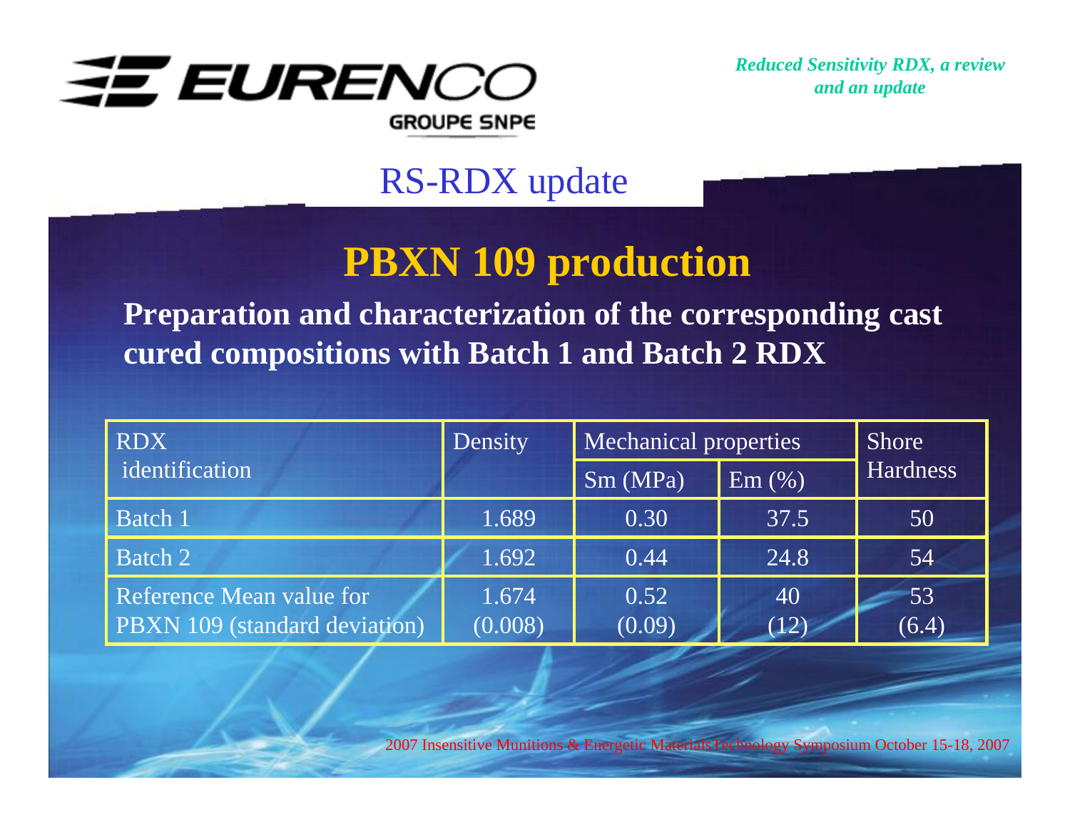## RS-RDX update

# PBXN 109 production

**Preparation and characterization of the corresponding cast cured compositions with Batch 1 and Batch 2 RDX**

| RDX identification | Density | Mechanical properties | | Shore Hardness |
|---|---|---|---|---|
| | | Sm (MPa) | Em (%) | |
| Batch 1 | 1.689 | 0.30 | 37.5 | 50 |
| Batch 2 | 1.692 | 0.44 | 24.8 | 54 |
| Reference Mean value for PBXN 109 (standard deviation) | 1.674 (0.008) | 0.52 (0.09) | 40 (12) | 53 (6.4) |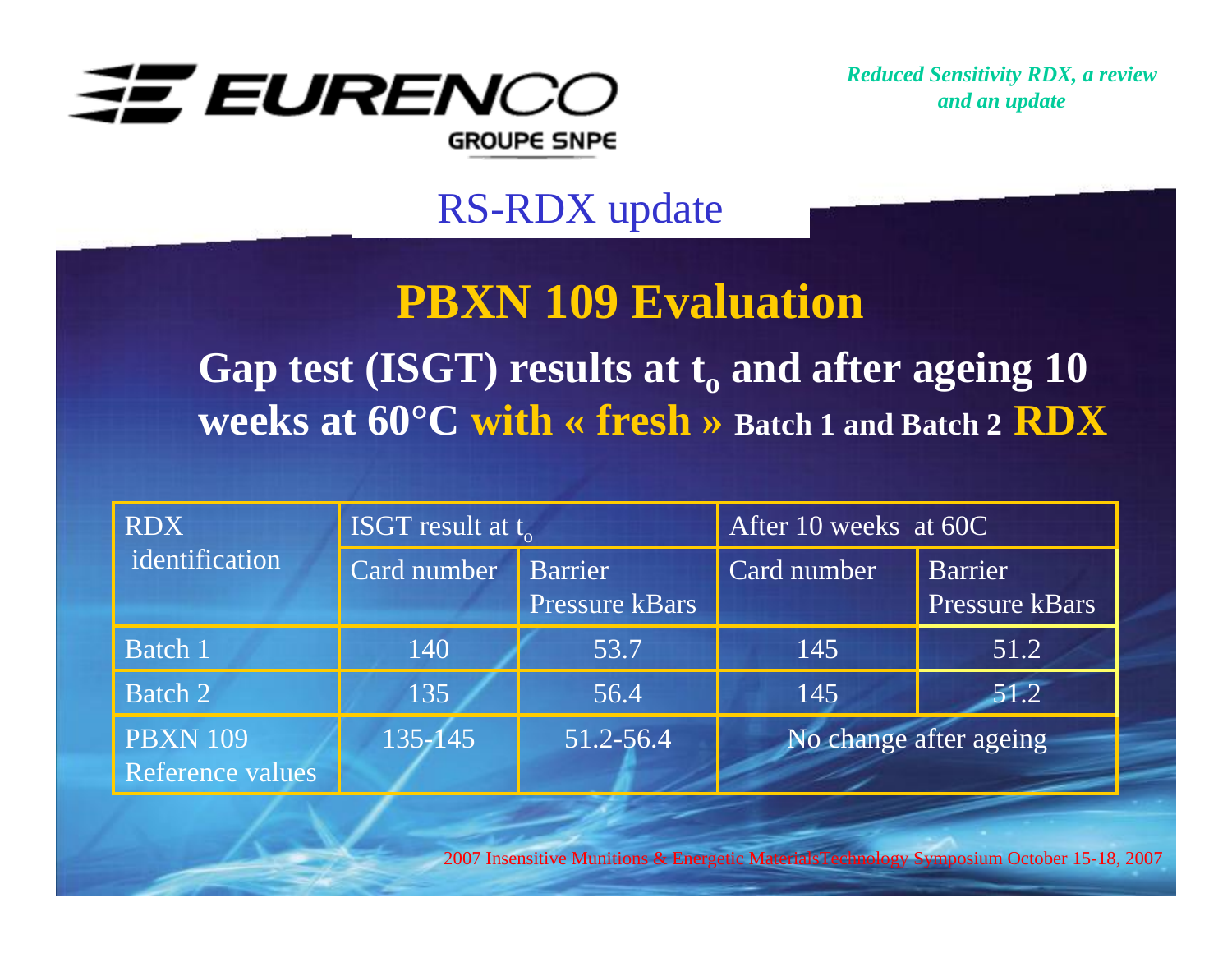## RS-RDX update

# PBXN 109 Evaluation

**Gap test (ISGT) results at $t_o$ and after ageing 10 weeks at 60°C with « fresh » Batch 1 and Batch 2 RDX**

| RDX identification | ISGT result at $t_o$ | | After 10 weeks at 60C | |
|---|---|---|---|---|
| | Card number | Barrier Pressure kBars | Card number | Barrier Pressure kBars |
| Batch 1 | 140 | 53.7 | 145 | 51.2 |
| Batch 2 | 135 | 56.4 | 145 | 51.2 |
| PBXN 109 Reference values | 135-145 | 51.2-56.4 | No change after ageing | |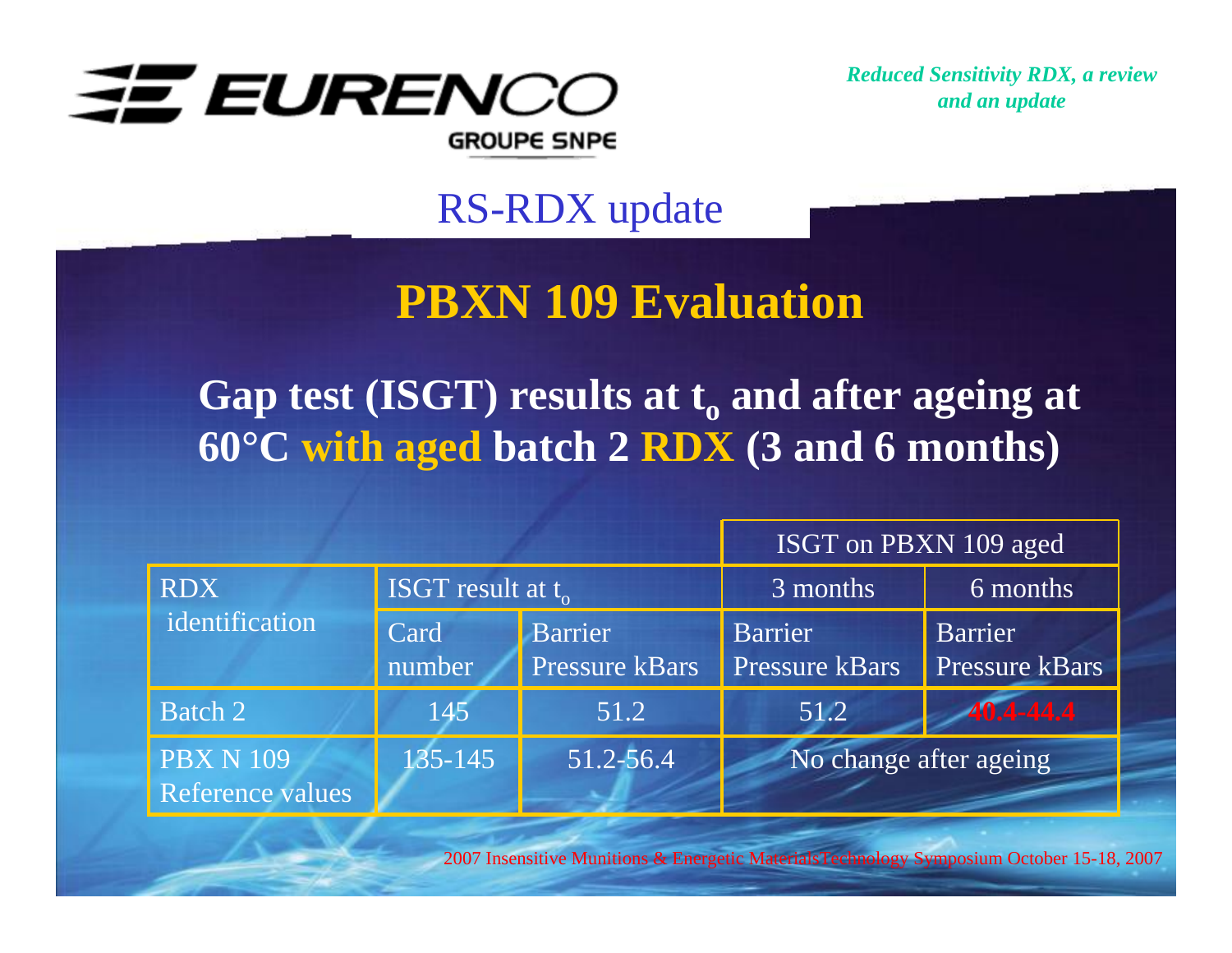## RS-RDX update

# PBXN 109 Evaluation

**Gap test (ISGT) results at $t_o$ and after ageing at 60°C with aged batch 2 RDX (3 and 6 months)**

| RDX identification | ISGT result at $t_o$ | | ISGT on PBXN 109 aged | |
|---|---|---|---|---|
| | | | 3 months | 6 months |
| | Card number | Barrier Pressure kBars | Barrier Pressure kBars | Barrier Pressure kBars |
| Batch 2 | 145 | 51.2 | 51.2 | 40.4-44.4 |
| PBX N 109 Reference values | 135-145 | 51.2-56.4 | No change after ageing | |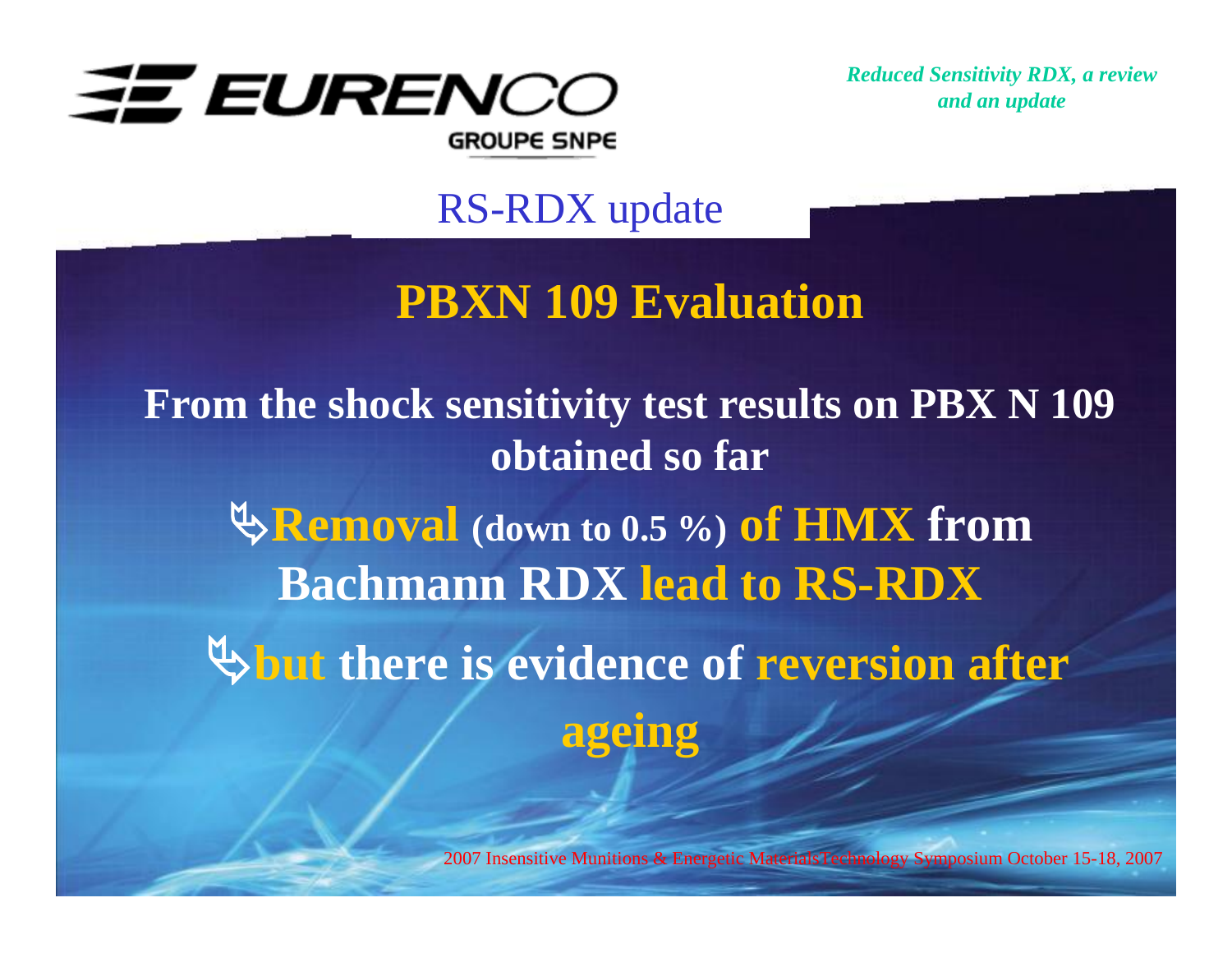## RS-RDX update

# PBXN 109 Evaluation

**From the shock sensitivity test results on PBX N 109 obtained so far**

- **Removal (down to 0.5 %) of HMX from Bachmann RDX lead to RS-RDX**
- **but there is evidence of reversion after ageing**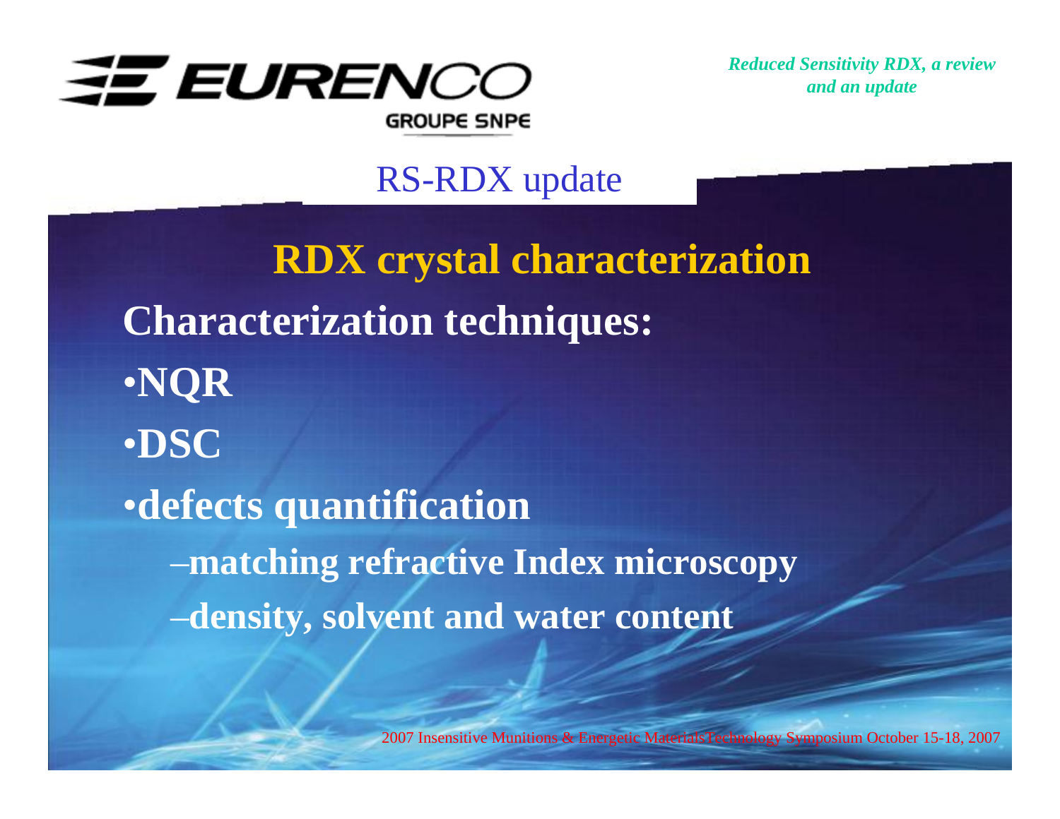## RS-RDX update

### RDX crystal characterization

**Characterization techniques:**

- **NQR**
- **DSC**
- **defects quantification**
  - **matching refractive Index microscopy**
  - **density, solvent and water content**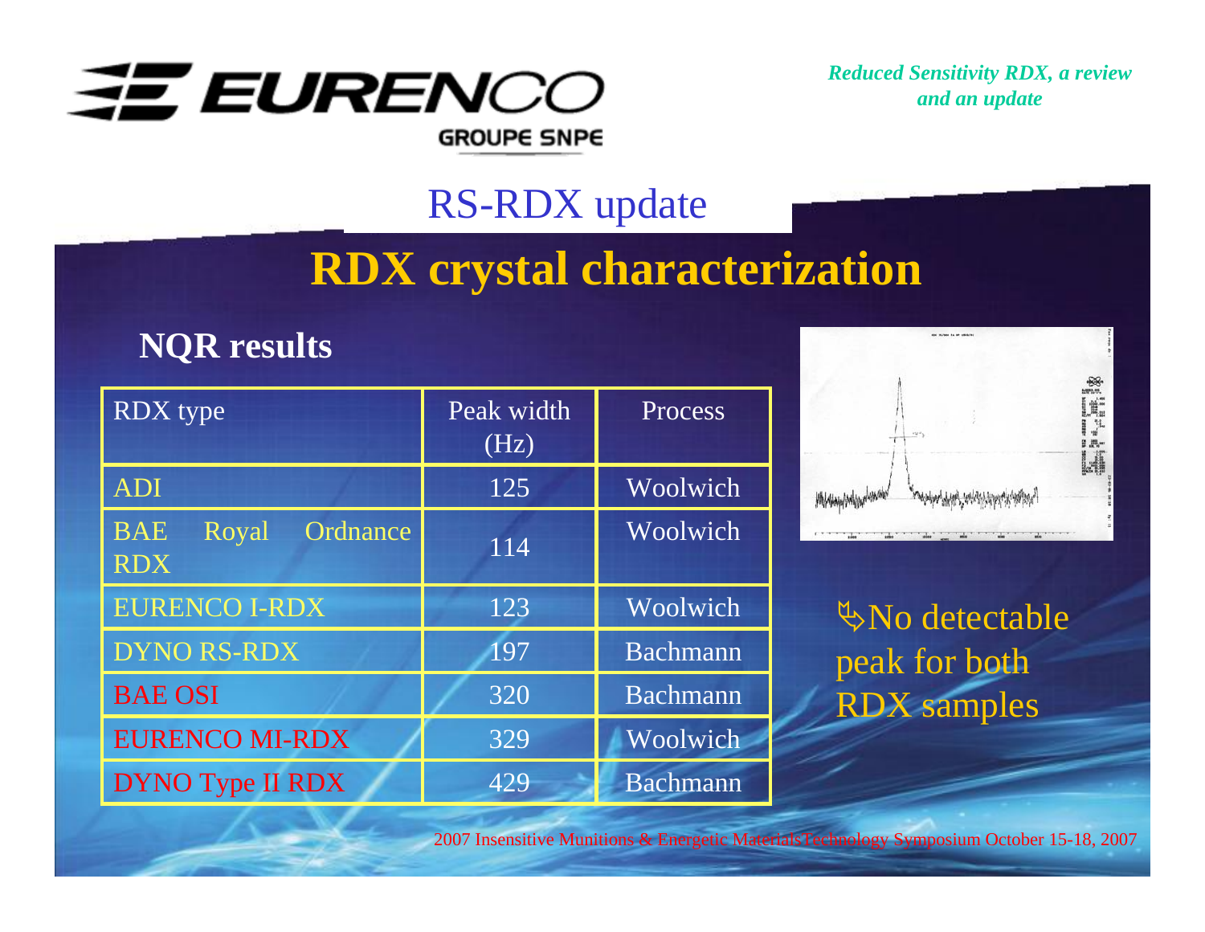## RS-RDX update

# RDX crystal characterization

### NQR results

| RDX type | Peak width (Hz) | Process |
|---|---|---|
| ADI | 125 | Woolwich |
| BAE Royal Ordnance RDX | 114 | Woolwich |
| EURENCO I-RDX | 123 | Woolwich |
| DYNO RS-RDX | 197 | Bachmann |
| BAE OSI | 320 | Bachmann |
| EURENCO MI-RDX | 329 | Woolwich |
| DYNO Type II RDX | 429 | Bachmann |

↳No detectable peak for both RDX samples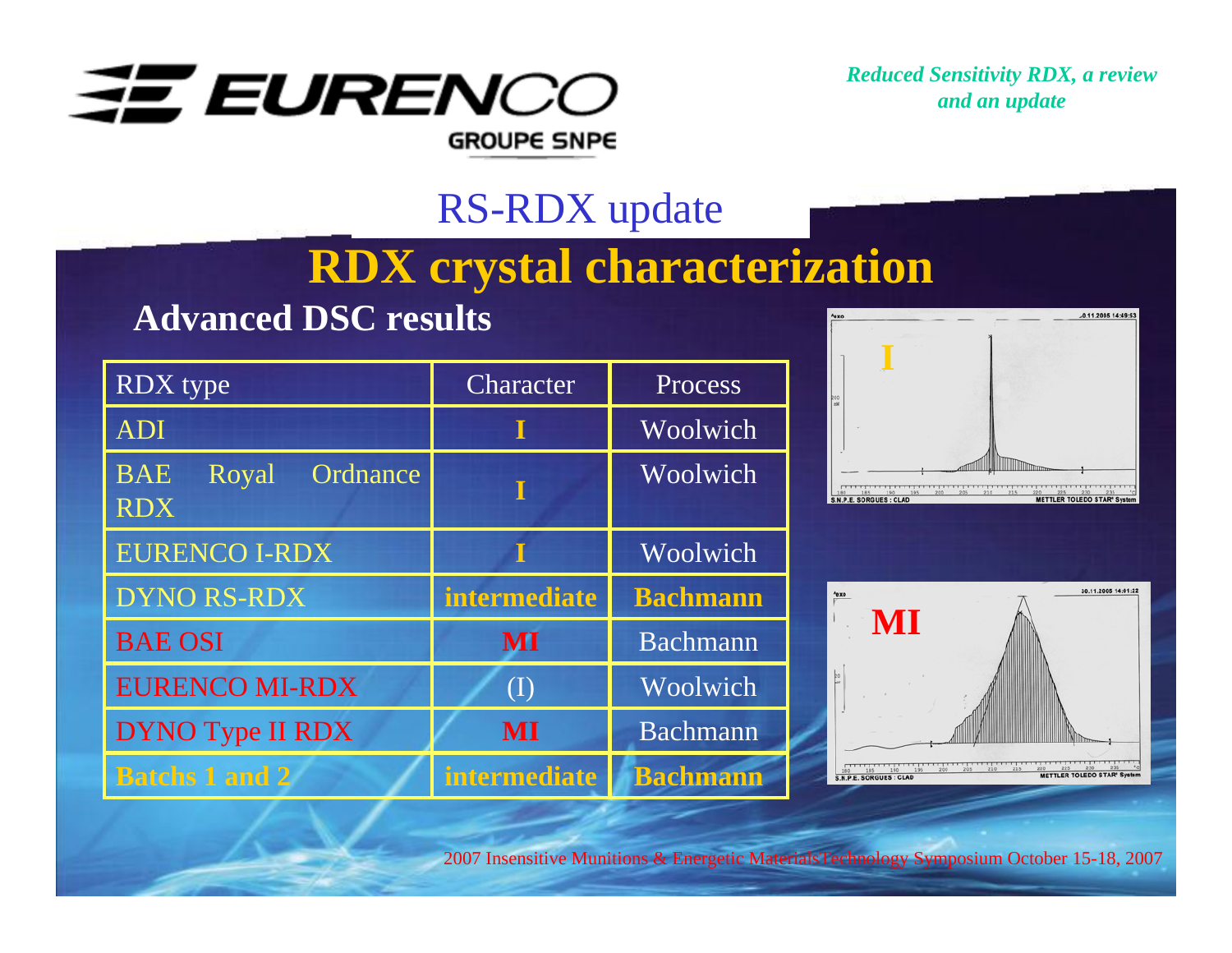# RS-RDX update

## RDX crystal characterization

### Advanced DSC results

| RDX type | Character | Process |
|---|---|---|
| ADI | I | Woolwich |
| BAE Royal Ordnance RDX | I | Woolwich |
| EURENCO I-RDX | I | Woolwich |
| DYNO RS-RDX | intermediate | Bachmann |
| BAE OSI | MI | Bachmann |
| EURENCO MI-RDX | (I) | Woolwich |
| DYNO Type II RDX | MI | Bachmann |
| Batchs 1 and 2 | intermediate | Bachmann |

I

MI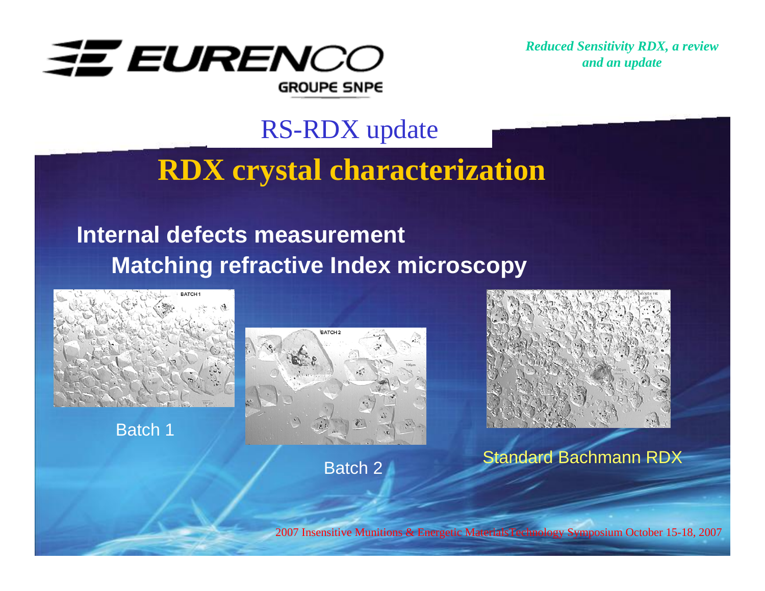# RS-RDX update

## RDX crystal characterization

**Internal defects measurement**

**Matching refractive Index microscopy**

Batch 1

Batch 2

Standard Bachmann RDX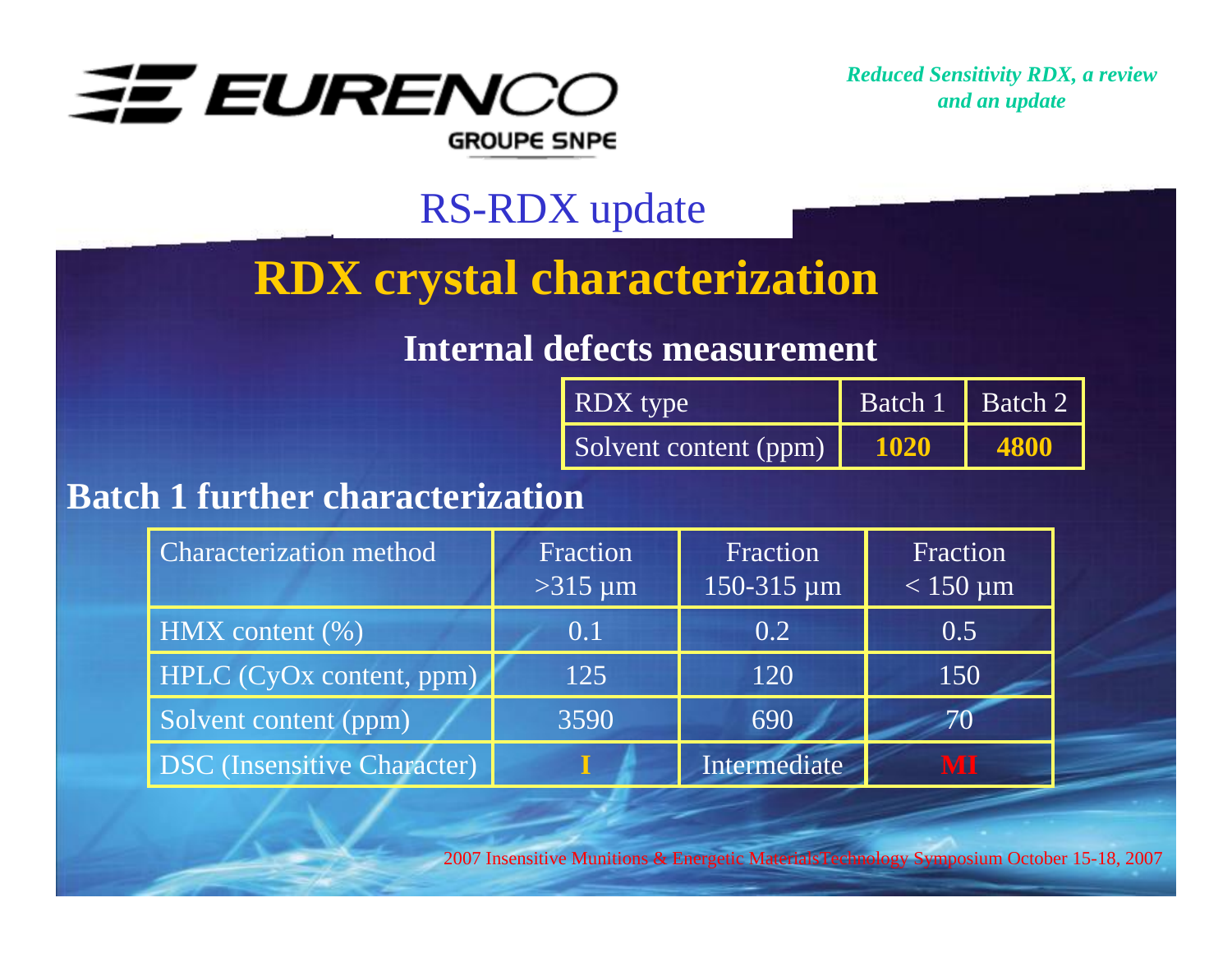## RS-RDX update

# RDX crystal characterization

### Internal defects measurement

| RDX type | Batch 1 | Batch 2 |
|---|---|---|
| Solvent content (ppm) | **1020** | **4800** |

### Batch 1 further characterization

| Characterization method | Fraction >315 µm | Fraction 150-315 µm | Fraction < 150 µm |
|---|---|---|---|
| HMX content (%) | 0.1 | 0.2 | 0.5 |
| HPLC (CyOx content, ppm) | 125 | 120 | 150 |
| Solvent content (ppm) | 3590 | 690 | 70 |
| DSC (Insensitive Character) | **I** | Intermediate | **MI** |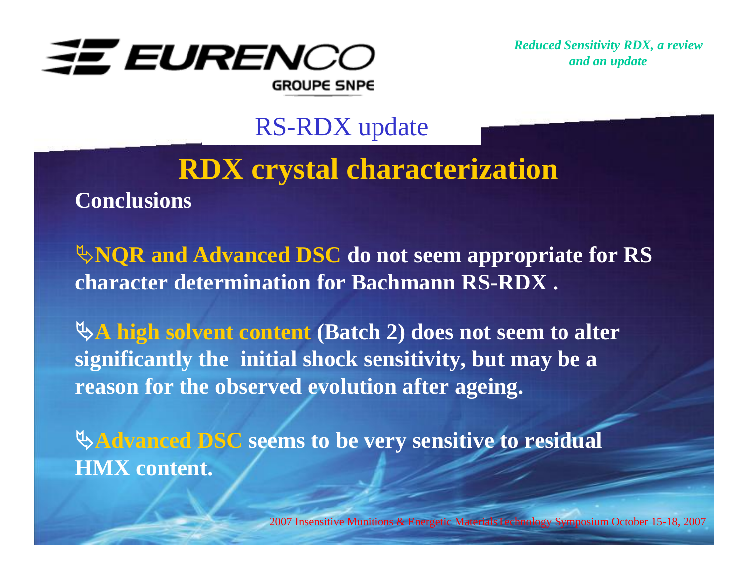## RS-RDX update

# RDX crystal characterization

**Conclusions**

- **NQR and Advanced DSC do not seem appropriate for RS character determination for Bachmann RS-RDX .**

- **A high solvent content (Batch 2) does not seem to alter significantly the initial shock sensitivity, but may be a reason for the observed evolution after ageing.**

- **Advanced DSC seems to be very sensitive to residual HMX content.**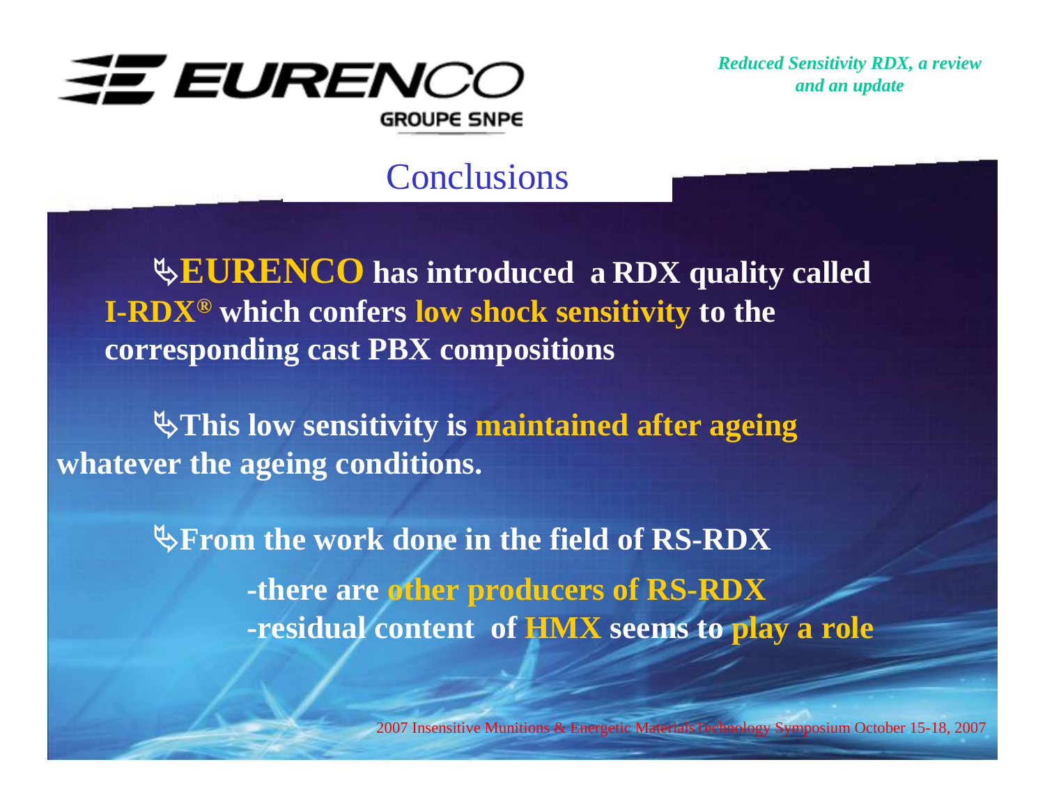## Conclusions

- **EURENCO has introduced a RDX quality called I-RDX® which confers low shock sensitivity to the corresponding cast PBX compositions**

- **This low sensitivity is maintained after ageing whatever the ageing conditions.**

- **From the work done in the field of RS-RDX**
  - **-there are other producers of RS-RDX**
  - **-residual content of HMX seems to play a role**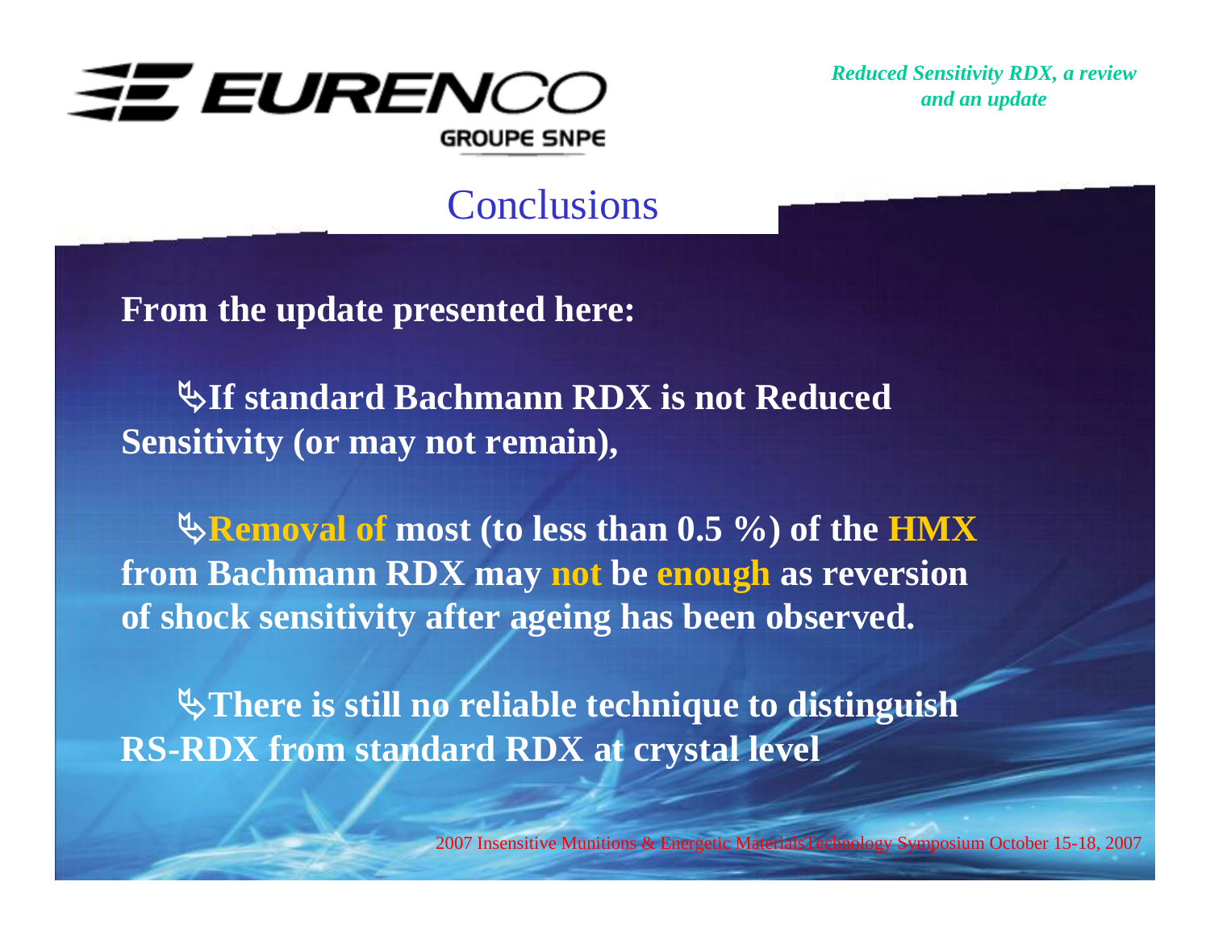## Conclusions

**From the update presented here:**

- **If standard Bachmann RDX is not Reduced Sensitivity (or may not remain),**

- **Removal of most (to less than 0.5 %) of the HMX from Bachmann RDX may not be enough as reversion of shock sensitivity after ageing has been observed.**

- **There is still no reliable technique to distinguish RS-RDX from standard RDX at crystal level**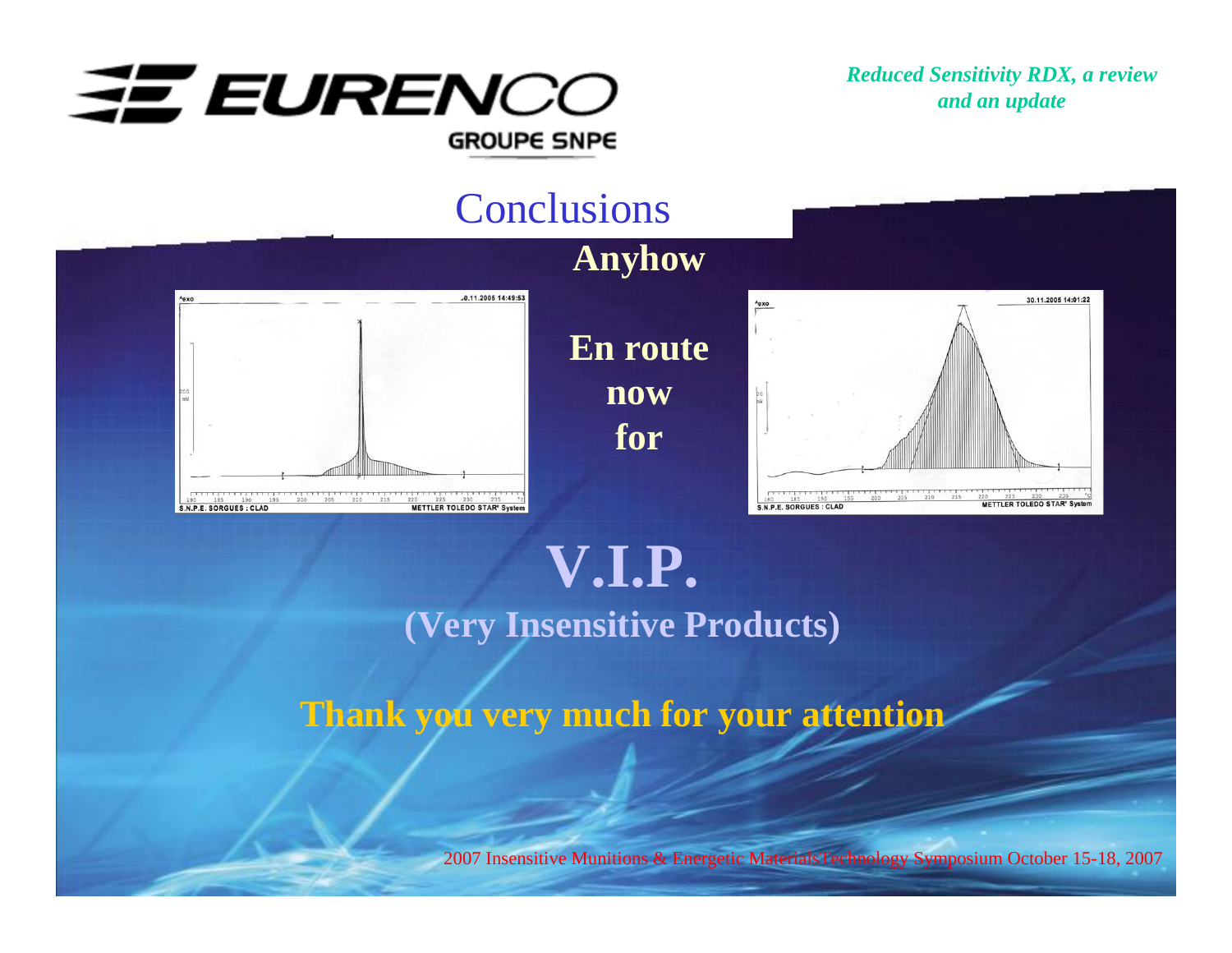## Conclusions

**Anyhow**

**En route now for**

^exo
.0.11.2005 14:49:53
S.N.P.E. SORGUES : CLAD
METTLER TOLEDO STAR° System

^exo
30.11.2005 14:01:22
S.N.P.E. SORGUES : CLAD
METTLER TOLEDO STAR° System

# V.I.P.

**(Very Insensitive Products)**

**Thank you very much for your attention**